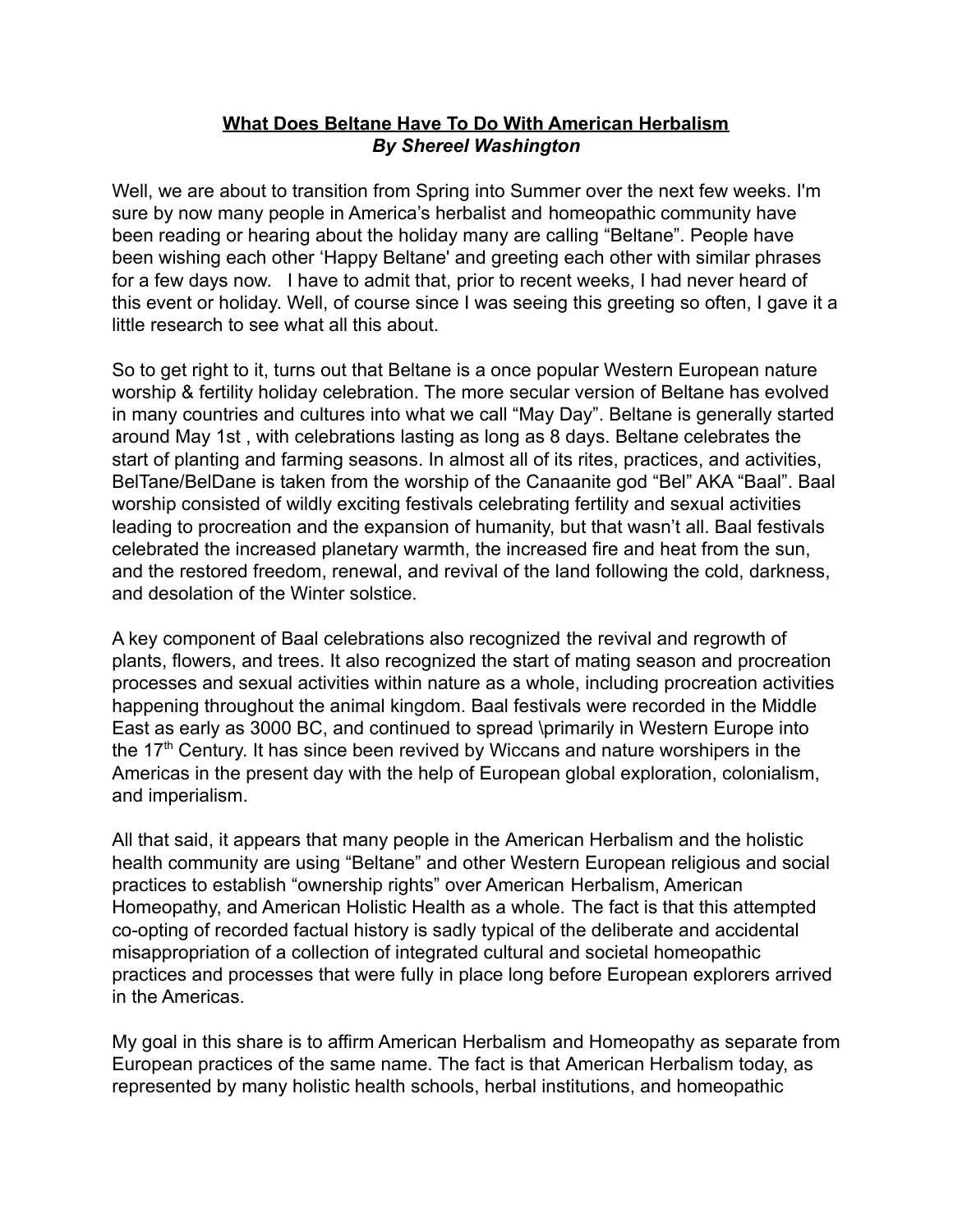**<u>What Does Beltane Have To Do With American Herbalism</u>**
***By Shereel Washington***

Well, we are about to transition from Spring into Summer over the next few weeks. I'm sure by now many people in America's herbalist and homeopathic community have been reading or hearing about the holiday many are calling "Beltane". People have been wishing each other 'Happy Beltane' and greeting each other with similar phrases for a few days now. I have to admit that, prior to recent weeks, I had never heard of this event or holiday. Well, of course since I was seeing this greeting so often, I gave it a little research to see what all this about.

So to get right to it, turns out that Beltane is a once popular Western European nature worship & fertility holiday celebration. The more secular version of Beltane has evolved in many countries and cultures into what we call "May Day". Beltane is generally started around May 1st , with celebrations lasting as long as 8 days. Beltane celebrates the start of planting and farming seasons. In almost all of its rites, practices, and activities, BelTane/BelDane is taken from the worship of the Canaanite god "Bel" AKA "Baal". Baal worship consisted of wildly exciting festivals celebrating fertility and sexual activities leading to procreation and the expansion of humanity, but that wasn't all. Baal festivals celebrated the increased planetary warmth, the increased fire and heat from the sun, and the restored freedom, renewal, and revival of the land following the cold, darkness, and desolation of the Winter solstice.

A key component of Baal celebrations also recognized the revival and regrowth of plants, flowers, and trees. It also recognized the start of mating season and procreation processes and sexual activities within nature as a whole, including procreation activities happening throughout the animal kingdom. Baal festivals were recorded in the Middle East as early as 3000 BC, and continued to spread \primarily in Western Europe into the 17th Century. It has since been revived by Wiccans and nature worshipers in the Americas in the present day with the help of European global exploration, colonialism, and imperialism.

All that said, it appears that many people in the American Herbalism and the holistic health community are using "Beltane" and other Western European religious and social practices to establish "ownership rights" over American Herbalism, American Homeopathy, and American Holistic Health as a whole. The fact is that this attempted co-opting of recorded factual history is sadly typical of the deliberate and accidental misappropriation of a collection of integrated cultural and societal homeopathic practices and processes that were fully in place long before European explorers arrived in the Americas.

My goal in this share is to affirm American Herbalism and Homeopathy as separate from European practices of the same name. The fact is that American Herbalism today, as represented by many holistic health schools, herbal institutions, and homeopathic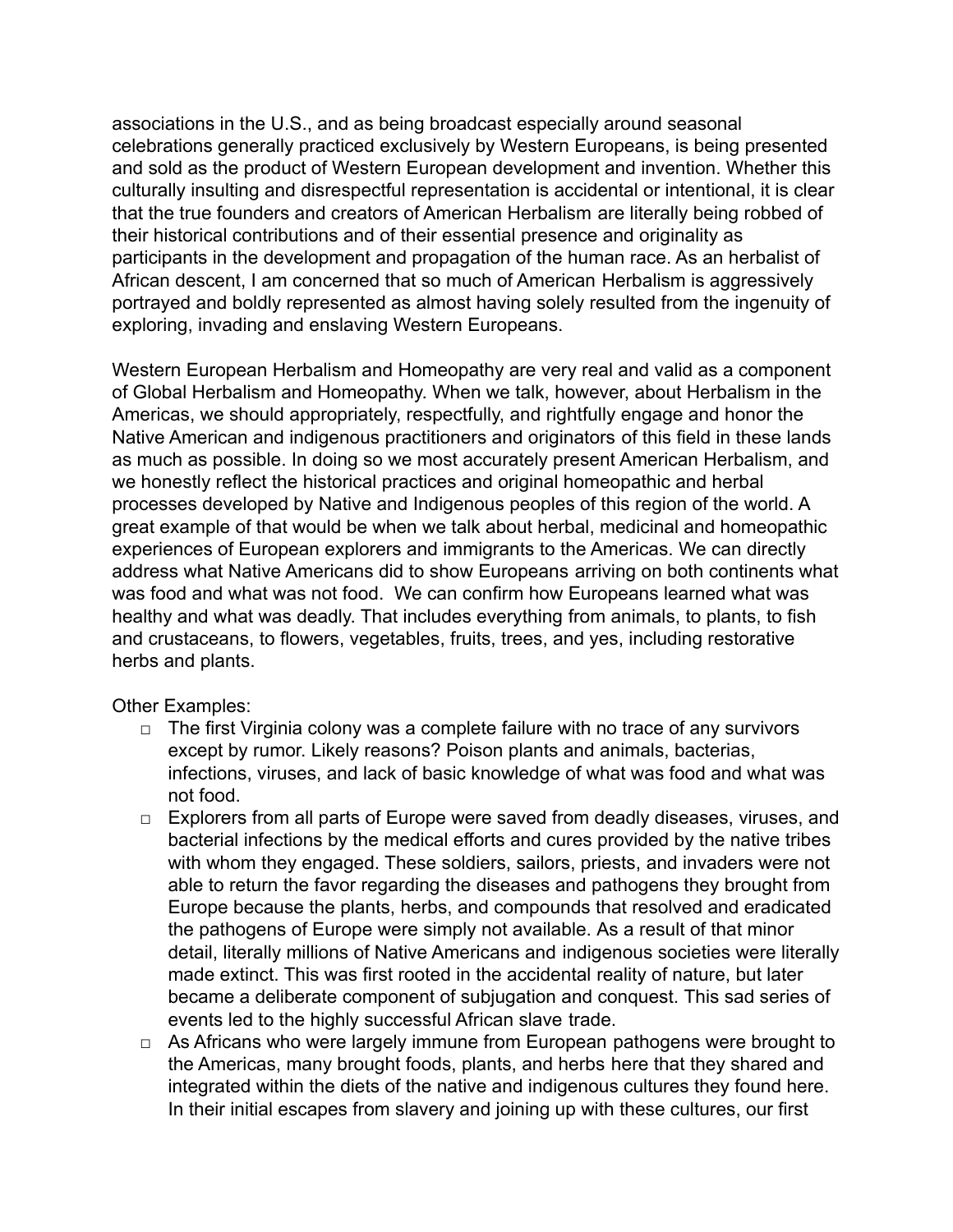associations in the U.S., and as being broadcast especially around seasonal celebrations generally practiced exclusively by Western Europeans, is being presented and sold as the product of Western European development and invention. Whether this culturally insulting and disrespectful representation is accidental or intentional, it is clear that the true founders and creators of American Herbalism are literally being robbed of their historical contributions and of their essential presence and originality as participants in the development and propagation of the human race. As an herbalist of African descent, I am concerned that so much of American Herbalism is aggressively portrayed and boldly represented as almost having solely resulted from the ingenuity of exploring, invading and enslaving Western Europeans.

Western European Herbalism and Homeopathy are very real and valid as a component of Global Herbalism and Homeopathy. When we talk, however, about Herbalism in the Americas, we should appropriately, respectfully, and rightfully engage and honor the Native American and indigenous practitioners and originators of this field in these lands as much as possible. In doing so we most accurately present American Herbalism, and we honestly reflect the historical practices and original homeopathic and herbal processes developed by Native and Indigenous peoples of this region of the world. A great example of that would be when we talk about herbal, medicinal and homeopathic experiences of European explorers and immigrants to the Americas. We can directly address what Native Americans did to show Europeans arriving on both continents what was food and what was not food. We can confirm how Europeans learned what was healthy and what was deadly. That includes everything from animals, to plants, to fish and crustaceans, to flowers, vegetables, fruits, trees, and yes, including restorative herbs and plants.

Other Examples:

- The first Virginia colony was a complete failure with no trace of any survivors except by rumor. Likely reasons? Poison plants and animals, bacterias, infections, viruses, and lack of basic knowledge of what was food and what was not food.
- Explorers from all parts of Europe were saved from deadly diseases, viruses, and bacterial infections by the medical efforts and cures provided by the native tribes with whom they engaged. These soldiers, sailors, priests, and invaders were not able to return the favor regarding the diseases and pathogens they brought from Europe because the plants, herbs, and compounds that resolved and eradicated the pathogens of Europe were simply not available. As a result of that minor detail, literally millions of Native Americans and indigenous societies were literally made extinct. This was first rooted in the accidental reality of nature, but later became a deliberate component of subjugation and conquest. This sad series of events led to the highly successful African slave trade.
- As Africans who were largely immune from European pathogens were brought to the Americas, many brought foods, plants, and herbs here that they shared and integrated within the diets of the native and indigenous cultures they found here. In their initial escapes from slavery and joining up with these cultures, our first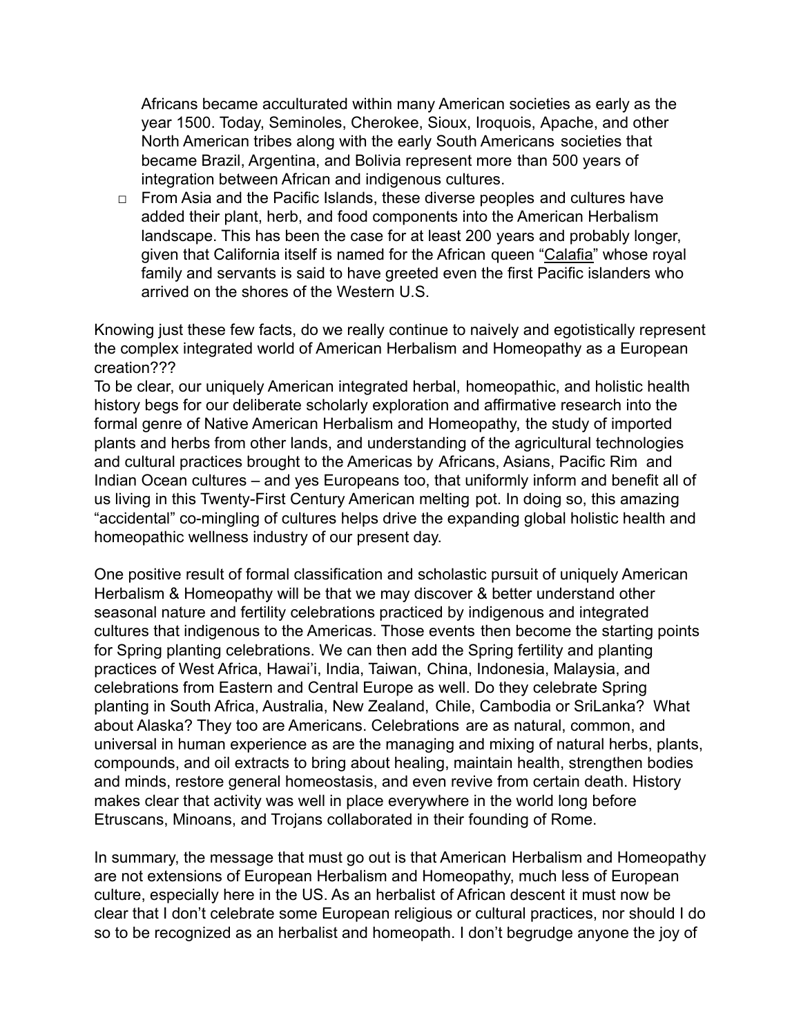Africans became acculturated within many American societies as early as the year 1500. Today, Seminoles, Cherokee, Sioux, Iroquois, Apache, and other North American tribes along with the early South Americans societies that became Brazil, Argentina, and Bolivia represent more than 500 years of integration between African and indigenous cultures.

- From Asia and the Pacific Islands, these diverse peoples and cultures have added their plant, herb, and food components into the American Herbalism landscape. This has been the case for at least 200 years and probably longer, given that California itself is named for the African queen "Calafia" whose royal family and servants is said to have greeted even the first Pacific islanders who arrived on the shores of the Western U.S.

Knowing just these few facts, do we really continue to naively and egotistically represent the complex integrated world of American Herbalism and Homeopathy as a European creation???

To be clear, our uniquely American integrated herbal, homeopathic, and holistic health history begs for our deliberate scholarly exploration and affirmative research into the formal genre of Native American Herbalism and Homeopathy, the study of imported plants and herbs from other lands, and understanding of the agricultural technologies and cultural practices brought to the Americas by Africans, Asians, Pacific Rim and Indian Ocean cultures – and yes Europeans too, that uniformly inform and benefit all of us living in this Twenty-First Century American melting pot. In doing so, this amazing "accidental" co-mingling of cultures helps drive the expanding global holistic health and homeopathic wellness industry of our present day.

One positive result of formal classification and scholastic pursuit of uniquely American Herbalism & Homeopathy will be that we may discover & better understand other seasonal nature and fertility celebrations practiced by indigenous and integrated cultures that indigenous to the Americas. Those events then become the starting points for Spring planting celebrations. We can then add the Spring fertility and planting practices of West Africa, Hawai'i, India, Taiwan, China, Indonesia, Malaysia, and celebrations from Eastern and Central Europe as well. Do they celebrate Spring planting in South Africa, Australia, New Zealand, Chile, Cambodia or SriLanka? What about Alaska? They too are Americans. Celebrations are as natural, common, and universal in human experience as are the managing and mixing of natural herbs, plants, compounds, and oil extracts to bring about healing, maintain health, strengthen bodies and minds, restore general homeostasis, and even revive from certain death. History makes clear that activity was well in place everywhere in the world long before Etruscans, Minoans, and Trojans collaborated in their founding of Rome.

In summary, the message that must go out is that American Herbalism and Homeopathy are not extensions of European Herbalism and Homeopathy, much less of European culture, especially here in the US. As an herbalist of African descent it must now be clear that I don't celebrate some European religious or cultural practices, nor should I do so to be recognized as an herbalist and homeopath. I don't begrudge anyone the joy of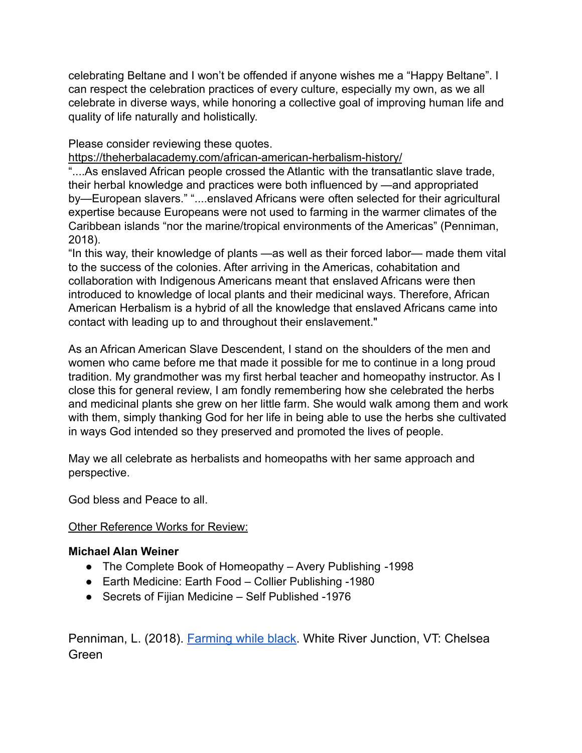celebrating Beltane and I won't be offended if anyone wishes me a "Happy Beltane". I can respect the celebration practices of every culture, especially my own, as we all celebrate in diverse ways, while honoring a collective goal of improving human life and quality of life naturally and holistically.

Please consider reviewing these quotes.
https://theherbalacademy.com/african-american-herbalism-history/
"....As enslaved African people crossed the Atlantic with the transatlantic slave trade, their herbal knowledge and practices were both influenced by —and appropriated by—European slavers." "....enslaved Africans were often selected for their agricultural expertise because Europeans were not used to farming in the warmer climates of the Caribbean islands "nor the marine/tropical environments of the Americas" (Penniman, 2018).
"In this way, their knowledge of plants —as well as their forced labor— made them vital to the success of the colonies. After arriving in the Americas, cohabitation and collaboration with Indigenous Americans meant that enslaved Africans were then introduced to knowledge of local plants and their medicinal ways. Therefore, African American Herbalism is a hybrid of all the knowledge that enslaved Africans came into contact with leading up to and throughout their enslavement."

As an African American Slave Descendent, I stand on the shoulders of the men and women who came before me that made it possible for me to continue in a long proud tradition. My grandmother was my first herbal teacher and homeopathy instructor. As I close this for general review, I am fondly remembering how she celebrated the herbs and medicinal plants she grew on her little farm. She would walk among them and work with them, simply thanking God for her life in being able to use the herbs she cultivated in ways God intended so they preserved and promoted the lives of people.

May we all celebrate as herbalists and homeopaths with her same approach and perspective.

God bless and Peace to all.

Other Reference Works for Review:

**Michael Alan Weiner**

- The Complete Book of Homeopathy – Avery Publishing -1998
- Earth Medicine: Earth Food – Collier Publishing -1980
- Secrets of Fijian Medicine – Self Published -1976

Penniman, L. (2018). Farming while black. White River Junction, VT: Chelsea Green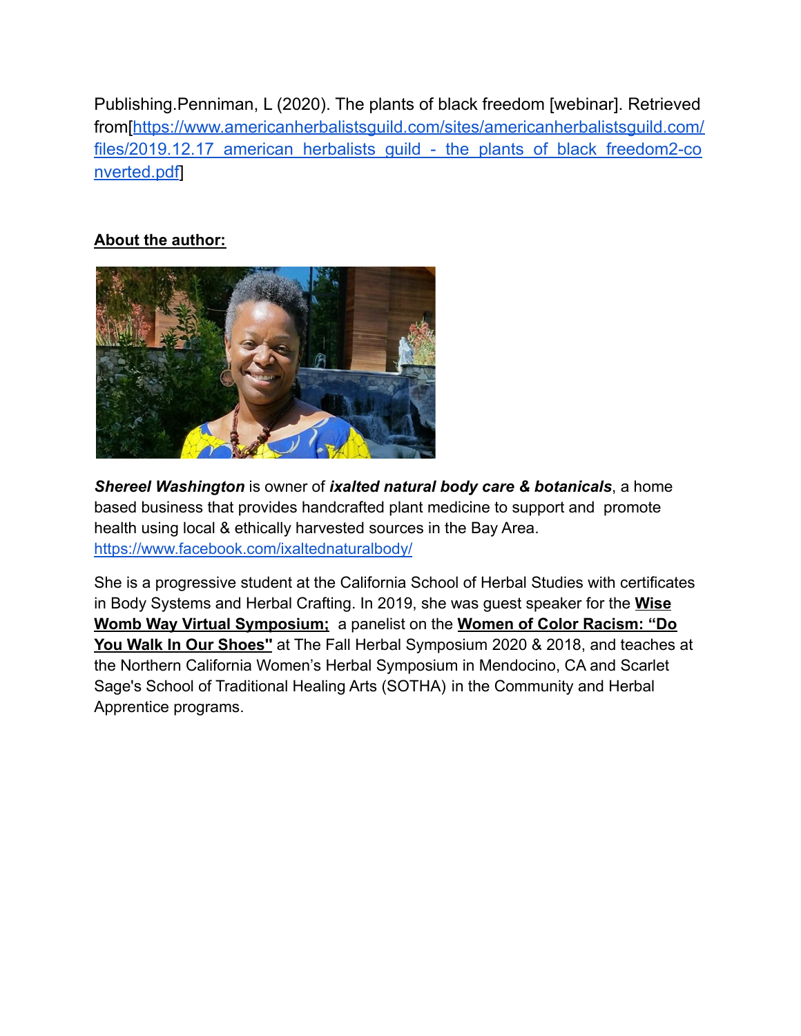Publishing.Penniman, L (2020). The plants of black freedom [webinar]. Retrieved from[https://www.americanherbalistsguild.com/sites/americanherbalistsguild.com/files/2019.12.17_american_herbalists_guild_-_the_plants_of_black_freedom2-converted.pdf]

**About the author:**

***Shereel Washington*** is owner of ***ixalted natural body care & botanicals***, a home based business that provides handcrafted plant medicine to support and promote health using local & ethically harvested sources in the Bay Area. https://www.facebook.com/ixaltednaturalbody/

She is a progressive student at the California School of Herbal Studies with certificates in Body Systems and Herbal Crafting. In 2019, she was guest speaker for the **Wise Womb Way Virtual Symposium;** a panelist on the **Women of Color Racism: "Do You Walk In Our Shoes"** at The Fall Herbal Symposium 2020 & 2018, and teaches at the Northern California Women's Herbal Symposium in Mendocino, CA and Scarlet Sage's School of Traditional Healing Arts (SOTHA) in the Community and Herbal Apprentice programs.